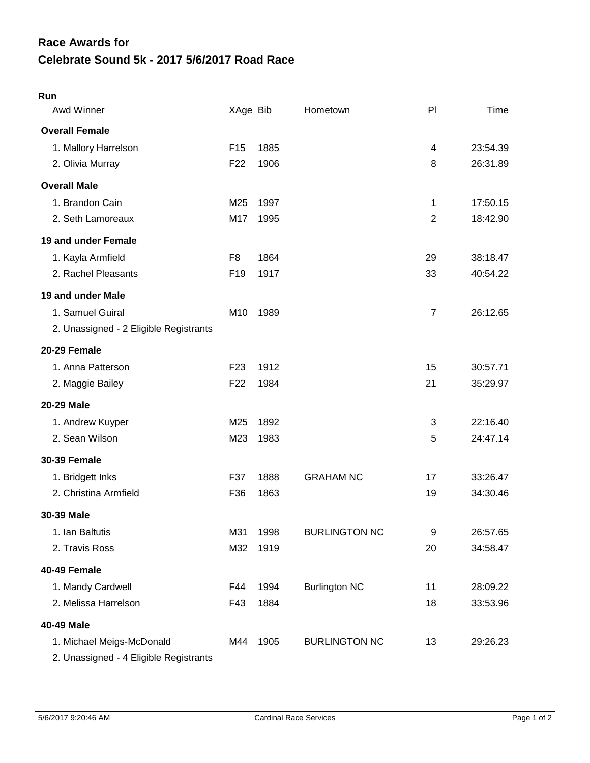# Race Awards for
# Celebrate Sound 5k - 2017 5/6/2017 Road Race

**Run**

| Awd Winner | XAge | Bib | Hometown | Pl | Time |
|---|---|---|---|---|---|
| **Overall Female** | | | | | |
| 1. Mallory Harrelson | F15 | 1885 | | 4 | 23:54.39 |
| 2. Olivia Murray | F22 | 1906 | | 8 | 26:31.89 |
| **Overall Male** | | | | | |
| 1. Brandon Cain | M25 | 1997 | | 1 | 17:50.15 |
| 2. Seth Lamoreaux | M17 | 1995 | | 2 | 18:42.90 |
| **19 and under Female** | | | | | |
| 1. Kayla Armfield | F8 | 1864 | | 29 | 38:18.47 |
| 2. Rachel Pleasants | F19 | 1917 | | 33 | 40:54.22 |
| **19 and under Male** | | | | | |
| 1. Samuel Guiral | M10 | 1989 | | 7 | 26:12.65 |
| 2. Unassigned - 2 Eligible Registrants | | | | | |
| **20-29 Female** | | | | | |
| 1. Anna Patterson | F23 | 1912 | | 15 | 30:57.71 |
| 2. Maggie Bailey | F22 | 1984 | | 21 | 35:29.97 |
| **20-29 Male** | | | | | |
| 1. Andrew Kuyper | M25 | 1892 | | 3 | 22:16.40 |
| 2. Sean Wilson | M23 | 1983 | | 5 | 24:47.14 |
| **30-39 Female** | | | | | |
| 1. Bridgett Inks | F37 | 1888 | GRAHAM NC | 17 | 33:26.47 |
| 2. Christina Armfield | F36 | 1863 | | 19 | 34:30.46 |
| **30-39 Male** | | | | | |
| 1. Ian Baltutis | M31 | 1998 | BURLINGTON NC | 9 | 26:57.65 |
| 2. Travis Ross | M32 | 1919 | | 20 | 34:58.47 |
| **40-49 Female** | | | | | |
| 1. Mandy Cardwell | F44 | 1994 | Burlington NC | 11 | 28:09.22 |
| 2. Melissa Harrelson | F43 | 1884 | | 18 | 33:53.96 |
| **40-49 Male** | | | | | |
| 1. Michael Meigs-McDonald | M44 | 1905 | BURLINGTON NC | 13 | 29:26.23 |
| 2. Unassigned - 4 Eligible Registrants | | | | | |

5/6/2017 9:20:46 AM — Cardinal Race Services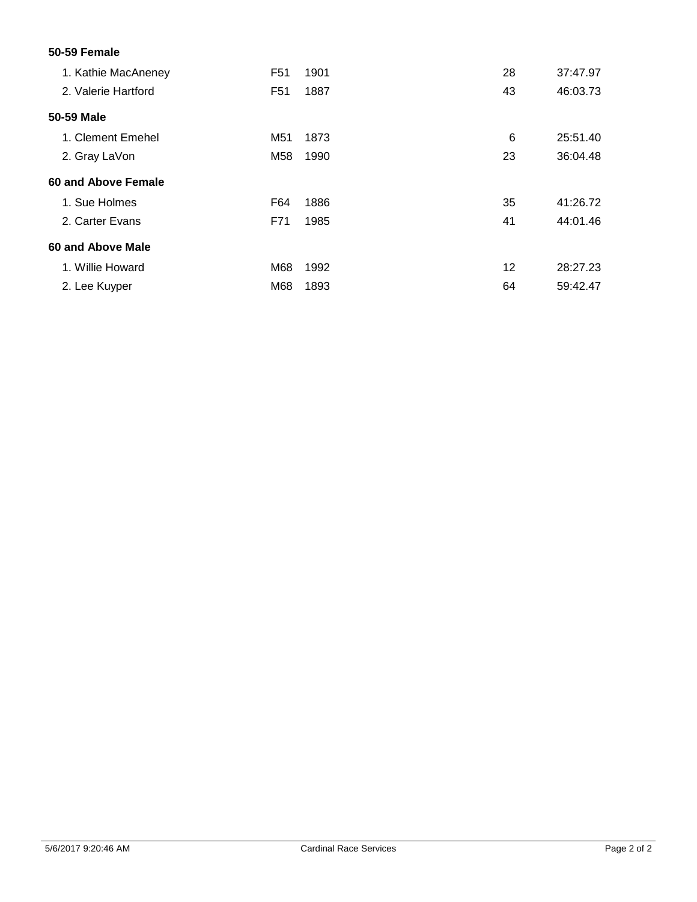**50-59 Female**

| | | | | |
|---|---|---|---|---|
| 1. Kathie MacAneney | F51 | 1901 | 28 | 37:47.97 |
| 2. Valerie Hartford | F51 | 1887 | 43 | 46:03.73 |

**50-59 Male**

| | | | | |
|---|---|---|---|---|
| 1. Clement Emehel | M51 | 1873 | 6 | 25:51.40 |
| 2. Gray LaVon | M58 | 1990 | 23 | 36:04.48 |

**60 and Above Female**

| | | | | |
|---|---|---|---|---|
| 1. Sue Holmes | F64 | 1886 | 35 | 41:26.72 |
| 2. Carter Evans | F71 | 1985 | 41 | 44:01.46 |

**60 and Above Male**

| | | | | |
|---|---|---|---|---|
| 1. Willie Howard | M68 | 1992 | 12 | 28:27.23 |
| 2. Lee Kuyper | M68 | 1893 | 64 | 59:42.47 |